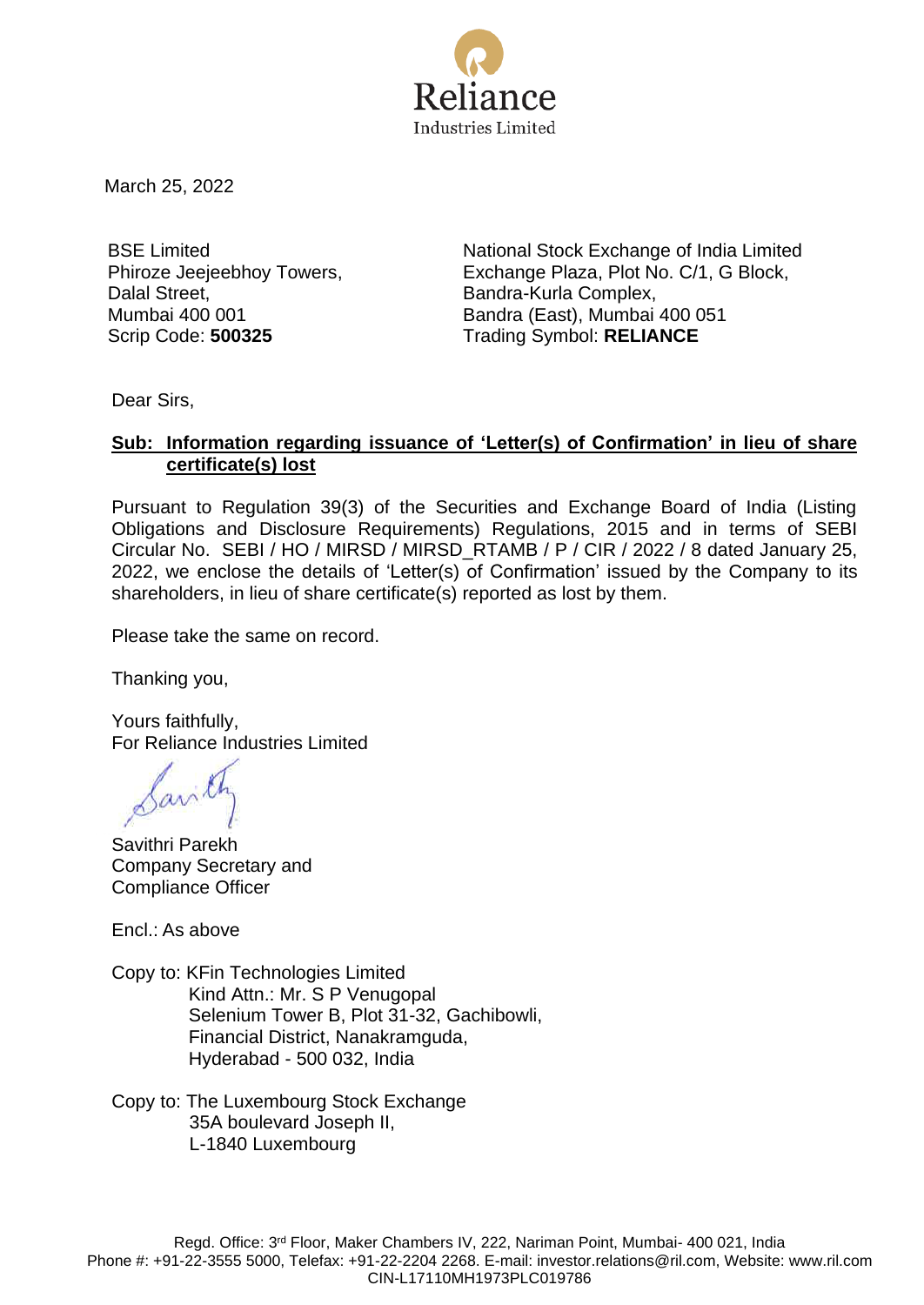Reliance
Industries Limited

March 25, 2022

BSE Limited
Phiroze Jeejeebhoy Towers,
Dalal Street,
Mumbai 400 001
Scrip Code: **500325**

National Stock Exchange of India Limited
Exchange Plaza, Plot No. C/1, G Block,
Bandra-Kurla Complex,
Bandra (East), Mumbai 400 051
Trading Symbol: **RELIANCE**

Dear Sirs,

**Sub: Information regarding issuance of 'Letter(s) of Confirmation' in lieu of share certificate(s) lost**

Pursuant to Regulation 39(3) of the Securities and Exchange Board of India (Listing Obligations and Disclosure Requirements) Regulations, 2015 and in terms of SEBI Circular No. SEBI / HO / MIRSD / MIRSD_RTAMB / P / CIR / 2022 / 8 dated January 25, 2022, we enclose the details of 'Letter(s) of Confirmation' issued by the Company to its shareholders, in lieu of share certificate(s) reported as lost by them.

Please take the same on record.

Thanking you,

Yours faithfully,
For Reliance Industries Limited

Savithri Parekh
Company Secretary and
Compliance Officer

Encl.: As above

Copy to: KFin Technologies Limited
Kind Attn.: Mr. S P Venugopal
Selenium Tower B, Plot 31-32, Gachibowli,
Financial District, Nanakramguda,
Hyderabad - 500 032, India

Copy to: The Luxembourg Stock Exchange
35A boulevard Joseph II,
L-1840 Luxembourg

Regd. Office: 3rd Floor, Maker Chambers IV, 222, Nariman Point, Mumbai- 400 021, India
Phone #: +91-22-3555 5000, Telefax: +91-22-2204 2268. E-mail: investor.relations@ril.com, Website: www.ril.com
CIN-L17110MH1973PLC019786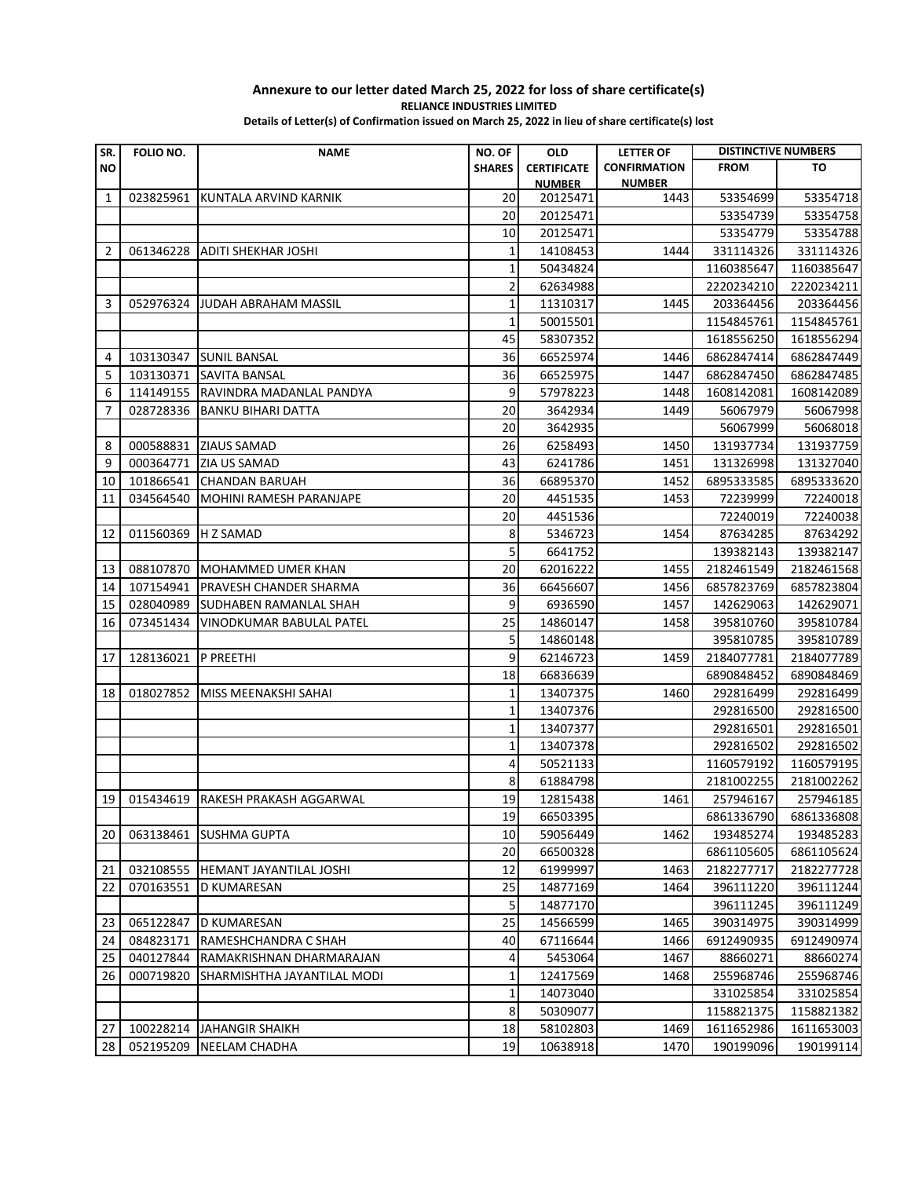**Annexure to our letter dated March 25, 2022 for loss of share certificate(s)**

**RELIANCE INDUSTRIES LIMITED**

**Details of Letter(s) of Confirmation issued on March 25, 2022 in lieu of share certificate(s) lost**

| SR. NO | FOLIO NO. | NAME | NO. OF SHARES | OLD CERTIFICATE NUMBER | LETTER OF CONFIRMATION NUMBER | DISTINCTIVE NUMBERS | |
|---|---|---|---|---|---|---|---|
| | | | | | | FROM | TO |
| 1 | 023825961 | KUNTALA ARVIND KARNIK | 20 | 20125471 | 1443 | 53354699 | 53354718 |
| | | | 20 | 20125471 | | 53354739 | 53354758 |
| | | | 10 | 20125471 | | 53354779 | 53354788 |
| 2 | 061346228 | ADITI SHEKHAR JOSHI | 1 | 14108453 | 1444 | 331114326 | 331114326 |
| | | | 1 | 50434824 | | 1160385647 | 1160385647 |
| | | | 2 | 62634988 | | 2220234210 | 2220234211 |
| 3 | 052976324 | JUDAH ABRAHAM MASSIL | 1 | 11310317 | 1445 | 203364456 | 203364456 |
| | | | 1 | 50015501 | | 1154845761 | 1154845761 |
| | | | 45 | 58307352 | | 1618556250 | 1618556294 |
| 4 | 103130347 | SUNIL BANSAL | 36 | 66525974 | 1446 | 6862847414 | 6862847449 |
| 5 | 103130371 | SAVITA BANSAL | 36 | 66525975 | 1447 | 6862847450 | 6862847485 |
| 6 | 114149155 | RAVINDRA MADANLAL PANDYA | 9 | 57978223 | 1448 | 1608142081 | 1608142089 |
| 7 | 028728336 | BANKU BIHARI DATTA | 20 | 3642934 | 1449 | 56067979 | 56067998 |
| | | | 20 | 3642935 | | 56067999 | 56068018 |
| 8 | 000588831 | ZIAUS SAMAD | 26 | 6258493 | 1450 | 131937734 | 131937759 |
| 9 | 000364771 | ZIA US SAMAD | 43 | 6241786 | 1451 | 131326998 | 131327040 |
| 10 | 101866541 | CHANDAN BARUAH | 36 | 66895370 | 1452 | 6895333585 | 6895333620 |
| 11 | 034564540 | MOHINI RAMESH PARANJAPE | 20 | 4451535 | 1453 | 72239999 | 72240018 |
| | | | 20 | 4451536 | | 72240019 | 72240038 |
| 12 | 011560369 | H Z SAMAD | 8 | 5346723 | 1454 | 87634285 | 87634292 |
| | | | 5 | 6641752 | | 139382143 | 139382147 |
| 13 | 088107870 | MOHAMMED UMER KHAN | 20 | 62016222 | 1455 | 2182461549 | 2182461568 |
| 14 | 107154941 | PRAVESH CHANDER SHARMA | 36 | 66456607 | 1456 | 6857823769 | 6857823804 |
| 15 | 028040989 | SUDHABEN RAMANLAL SHAH | 9 | 6936590 | 1457 | 142629063 | 142629071 |
| 16 | 073451434 | VINODKUMAR BABULAL PATEL | 25 | 14860147 | 1458 | 395810760 | 395810784 |
| | | | 5 | 14860148 | | 395810785 | 395810789 |
| 17 | 128136021 | P PREETHI | 9 | 62146723 | 1459 | 2184077781 | 2184077789 |
| | | | 18 | 66836639 | | 6890848452 | 6890848469 |
| 18 | 018027852 | MISS MEENAKSHI SAHAI | 1 | 13407375 | 1460 | 292816499 | 292816499 |
| | | | 1 | 13407376 | | 292816500 | 292816500 |
| | | | 1 | 13407377 | | 292816501 | 292816501 |
| | | | 1 | 13407378 | | 292816502 | 292816502 |
| | | | 4 | 50521133 | | 1160579192 | 1160579195 |
| | | | 8 | 61884798 | | 2181002255 | 2181002262 |
| 19 | 015434619 | RAKESH PRAKASH AGGARWAL | 19 | 12815438 | 1461 | 257946167 | 257946185 |
| | | | 19 | 66503395 | | 6861336790 | 6861336808 |
| 20 | 063138461 | SUSHMA GUPTA | 10 | 59056449 | 1462 | 193485274 | 193485283 |
| | | | 20 | 66500328 | | 6861105605 | 6861105624 |
| 21 | 032108555 | HEMANT JAYANTILAL JOSHI | 12 | 61999997 | 1463 | 2182277717 | 2182277728 |
| 22 | 070163551 | D KUMARESAN | 25 | 14877169 | 1464 | 396111220 | 396111244 |
| | | | 5 | 14877170 | | 396111245 | 396111249 |
| 23 | 065122847 | D KUMARESAN | 25 | 14566599 | 1465 | 390314975 | 390314999 |
| 24 | 084823171 | RAMESHCHANDRA C SHAH | 40 | 67116644 | 1466 | 6912490935 | 6912490974 |
| 25 | 040127844 | RAMAKRISHNAN DHARMARAJAN | 4 | 5453064 | 1467 | 88660271 | 88660274 |
| 26 | 000719820 | SHARMISHTHA JAYANTILAL MODI | 1 | 12417569 | 1468 | 255968746 | 255968746 |
| | | | 1 | 14073040 | | 331025854 | 331025854 |
| | | | 8 | 50309077 | | 1158821375 | 1158821382 |
| 27 | 100228214 | JAHANGIR SHAIKH | 18 | 58102803 | 1469 | 1611652986 | 1611653003 |
| 28 | 052195209 | NEELAM CHADHA | 19 | 10638918 | 1470 | 190199096 | 190199114 |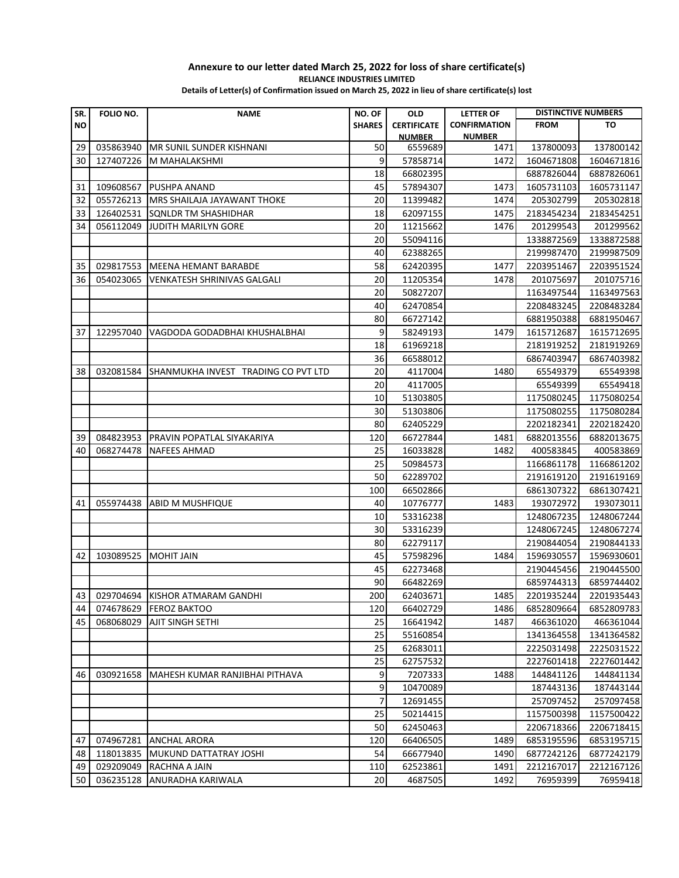**Annexure to our letter dated March 25, 2022 for loss of share certificate(s)**

**RELIANCE INDUSTRIES LIMITED**

**Details of Letter(s) of Confirmation issued on March 25, 2022 in lieu of share certificate(s) lost**

| SR. NO | FOLIO NO. | NAME | NO. OF SHARES | OLD CERTIFICATE NUMBER | LETTER OF CONFIRMATION NUMBER | DISTINCTIVE NUMBERS | |
|---|---|---|---|---|---|---|---|
| | | | | | | FROM | TO |
| 29 | 035863940 | MR SUNIL SUNDER KISHNANI | 50 | 6559689 | 1471 | 137800093 | 137800142 |
| 30 | 127407226 | M MAHALAKSHMI | 9 | 57858714 | 1472 | 1604671808 | 1604671816 |
| | | | 18 | 66802395 | | 6887826044 | 6887826061 |
| 31 | 109608567 | PUSHPA ANAND | 45 | 57894307 | 1473 | 1605731103 | 1605731147 |
| 32 | 055726213 | MRS SHAILAJA JAYAWANT THOKE | 20 | 11399482 | 1474 | 205302799 | 205302818 |
| 33 | 126402531 | SQNLDR TM SHASHIDHAR | 18 | 62097155 | 1475 | 2183454234 | 2183454251 |
| 34 | 056112049 | JUDITH MARILYN GORE | 20 | 11215662 | 1476 | 201299543 | 201299562 |
| | | | 20 | 55094116 | | 1338872569 | 1338872588 |
| | | | 40 | 62388265 | | 2199987470 | 2199987509 |
| 35 | 029817553 | MEENA HEMANT BARABDE | 58 | 62420395 | 1477 | 2203951467 | 2203951524 |
| 36 | 054023065 | VENKATESH SHRINIVAS GALGALI | 20 | 11205354 | 1478 | 201075697 | 201075716 |
| | | | 20 | 50827207 | | 1163497544 | 1163497563 |
| | | | 40 | 62470854 | | 2208483245 | 2208483284 |
| | | | 80 | 66727142 | | 6881950388 | 6881950467 |
| 37 | 122957040 | VAGDODA GODADBHAI KHUSHALBHAI | 9 | 58249193 | 1479 | 1615712687 | 1615712695 |
| | | | 18 | 61969218 | | 2181919252 | 2181919269 |
| | | | 36 | 66588012 | | 6867403947 | 6867403982 |
| 38 | 032081584 | SHANMUKHA INVEST TRADING CO PVT LTD | 20 | 4117004 | 1480 | 65549379 | 65549398 |
| | | | 20 | 4117005 | | 65549399 | 65549418 |
| | | | 10 | 51303805 | | 1175080245 | 1175080254 |
| | | | 30 | 51303806 | | 1175080255 | 1175080284 |
| | | | 80 | 62405229 | | 2202182341 | 2202182420 |
| 39 | 084823953 | PRAVIN POPATLAL SIYAKARIYA | 120 | 66727844 | 1481 | 6882013556 | 6882013675 |
| 40 | 068274478 | NAFEES AHMAD | 25 | 16033828 | 1482 | 400583845 | 400583869 |
| | | | 25 | 50984573 | | 1166861178 | 1166861202 |
| | | | 50 | 62289702 | | 2191619120 | 2191619169 |
| | | | 100 | 66502866 | | 6861307322 | 6861307421 |
| 41 | 055974438 | ABID M MUSHFIQUE | 40 | 10776777 | 1483 | 193072972 | 193073011 |
| | | | 10 | 53316238 | | 1248067235 | 1248067244 |
| | | | 30 | 53316239 | | 1248067245 | 1248067274 |
| | | | 80 | 62279117 | | 2190844054 | 2190844133 |
| 42 | 103089525 | MOHIT JAIN | 45 | 57598296 | 1484 | 1596930557 | 1596930601 |
| | | | 45 | 62273468 | | 2190445456 | 2190445500 |
| | | | 90 | 66482269 | | 6859744313 | 6859744402 |
| 43 | 029704694 | KISHOR ATMARAM GANDHI | 200 | 62403671 | 1485 | 2201935244 | 2201935443 |
| 44 | 074678629 | FEROZ BAKTOO | 120 | 66402729 | 1486 | 6852809664 | 6852809783 |
| 45 | 068068029 | AJIT SINGH SETHI | 25 | 16641942 | 1487 | 466361020 | 466361044 |
| | | | 25 | 55160854 | | 1341364558 | 1341364582 |
| | | | 25 | 62683011 | | 2225031498 | 2225031522 |
| | | | 25 | 62757532 | | 2227601418 | 2227601442 |
| 46 | 030921658 | MAHESH KUMAR RANJIBHAI PITHAVA | 9 | 7207333 | 1488 | 144841126 | 144841134 |
| | | | 9 | 10470089 | | 187443136 | 187443144 |
| | | | 7 | 12691455 | | 257097452 | 257097458 |
| | | | 25 | 50214415 | | 1157500398 | 1157500422 |
| | | | 50 | 62450463 | | 2206718366 | 2206718415 |
| 47 | 074967281 | ANCHAL ARORA | 120 | 66406505 | 1489 | 6853195596 | 6853195715 |
| 48 | 118013835 | MUKUND DATTATRAY JOSHI | 54 | 66677940 | 1490 | 6877242126 | 6877242179 |
| 49 | 029209049 | RACHNA A JAIN | 110 | 62523861 | 1491 | 2212167017 | 2212167126 |
| 50 | 036235128 | ANURADHA KARIWALA | 20 | 4687505 | 1492 | 76959399 | 76959418 |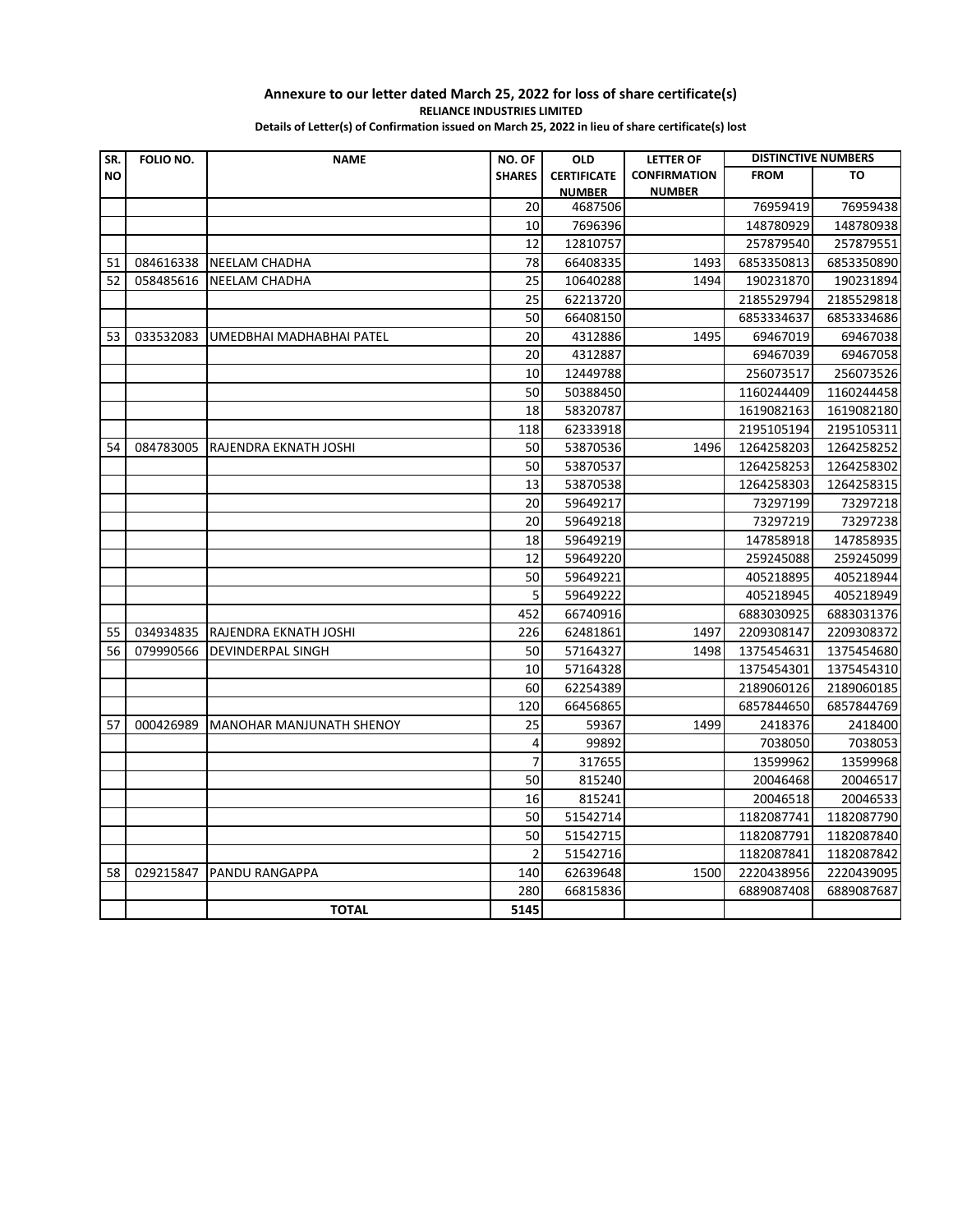**Annexure to our letter dated March 25, 2022 for loss of share certificate(s)**

**RELIANCE INDUSTRIES LIMITED**

**Details of Letter(s) of Confirmation issued on March 25, 2022 in lieu of share certificate(s) lost**

| SR. NO | FOLIO NO. | NAME | NO. OF SHARES | OLD CERTIFICATE NUMBER | LETTER OF CONFIRMATION NUMBER | DISTINCTIVE NUMBERS | |
|---|---|---|---|---|---|---|---|
| | | | | | | FROM | TO |
| | | | 20 | 4687506 | | 76959419 | 76959438 |
| | | | 10 | 7696396 | | 148780929 | 148780938 |
| | | | 12 | 12810757 | | 257879540 | 257879551 |
| 51 | 084616338 | NEELAM CHADHA | 78 | 66408335 | 1493 | 6853350813 | 6853350890 |
| 52 | 058485616 | NEELAM CHADHA | 25 | 10640288 | 1494 | 190231870 | 190231894 |
| | | | 25 | 62213720 | | 2185529794 | 2185529818 |
| | | | 50 | 66408150 | | 6853334637 | 6853334686 |
| 53 | 033532083 | UMEDBHAI MADHABHAI PATEL | 20 | 4312886 | 1495 | 69467019 | 69467038 |
| | | | 20 | 4312887 | | 69467039 | 69467058 |
| | | | 10 | 12449788 | | 256073517 | 256073526 |
| | | | 50 | 50388450 | | 1160244409 | 1160244458 |
| | | | 18 | 58320787 | | 1619082163 | 1619082180 |
| | | | 118 | 62333918 | | 2195105194 | 2195105311 |
| 54 | 084783005 | RAJENDRA EKNATH JOSHI | 50 | 53870536 | 1496 | 1264258203 | 1264258252 |
| | | | 50 | 53870537 | | 1264258253 | 1264258302 |
| | | | 13 | 53870538 | | 1264258303 | 1264258315 |
| | | | 20 | 59649217 | | 73297199 | 73297218 |
| | | | 20 | 59649218 | | 73297219 | 73297238 |
| | | | 18 | 59649219 | | 147858918 | 147858935 |
| | | | 12 | 59649220 | | 259245088 | 259245099 |
| | | | 50 | 59649221 | | 405218895 | 405218944 |
| | | | 5 | 59649222 | | 405218945 | 405218949 |
| | | | 452 | 66740916 | | 6883030925 | 6883031376 |
| 55 | 034934835 | RAJENDRA EKNATH JOSHI | 226 | 62481861 | 1497 | 2209308147 | 2209308372 |
| 56 | 079990566 | DEVINDERPAL SINGH | 50 | 57164327 | 1498 | 1375454631 | 1375454680 |
| | | | 10 | 57164328 | | 1375454301 | 1375454310 |
| | | | 60 | 62254389 | | 2189060126 | 2189060185 |
| | | | 120 | 66456865 | | 6857844650 | 6857844769 |
| 57 | 000426989 | MANOHAR MANJUNATH SHENOY | 25 | 59367 | 1499 | 2418376 | 2418400 |
| | | | 4 | 99892 | | 7038050 | 7038053 |
| | | | 7 | 317655 | | 13599962 | 13599968 |
| | | | 50 | 815240 | | 20046468 | 20046517 |
| | | | 16 | 815241 | | 20046518 | 20046533 |
| | | | 50 | 51542714 | | 1182087741 | 1182087790 |
| | | | 50 | 51542715 | | 1182087791 | 1182087840 |
| | | | 2 | 51542716 | | 1182087841 | 1182087842 |
| 58 | 029215847 | PANDU RANGAPPA | 140 | 62639648 | 1500 | 2220438956 | 2220439095 |
| | | | 280 | 66815836 | | 6889087408 | 6889087687 |
| | | **TOTAL** | **5145** | | | | |